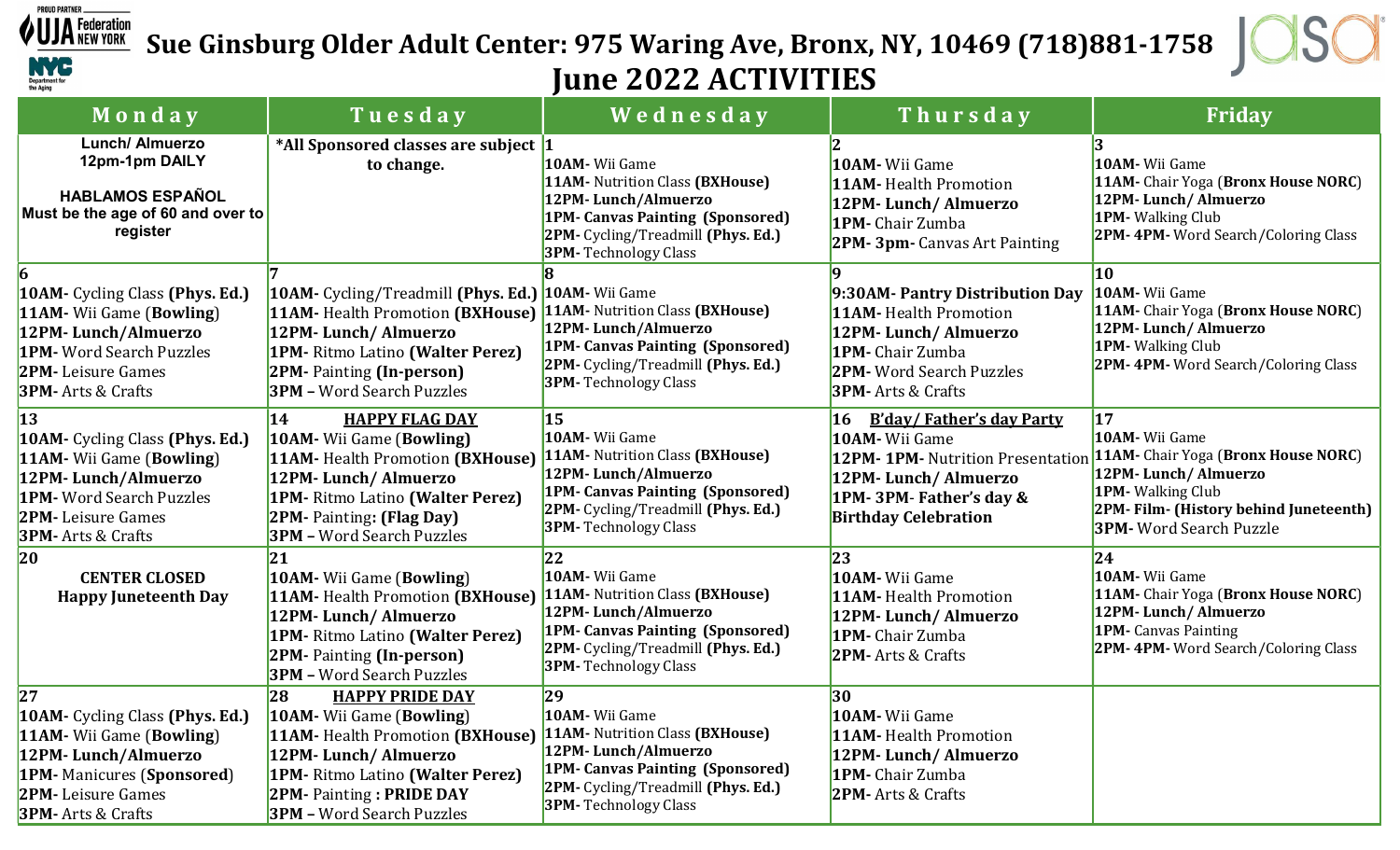# Sue Ginsburg Older Adult Center: 975 Waring Ave, Bronx, NY, 10469 (718)881-1758

## June 2022 ACTIVITIES

| Monday | Tuesday | Wednesday | Thursday | Friday |
|---|---|---|---|---|
| **Lunch/ Almuerzo 12pm-1pm DAILY**<br><br>**HABLAMOS ESPAÑOL**<br>**Must be the age of 60 and over to register** | **\*All Sponsored classes are subject to change.** | **1**<br>**10AM-** Wii Game<br>**11AM-** Nutrition Class **(BXHouse)**<br>**12PM- Lunch/Almuerzo**<br>**1PM- Canvas Painting (Sponsored)**<br>**2PM-** Cycling/Treadmill **(Phys. Ed.)**<br>**3PM-** Technology Class | **2**<br>**10AM-** Wii Game<br>**11AM-** Health Promotion<br>**12PM- Lunch/ Almuerzo**<br>**1PM-** Chair Zumba<br>**2PM- 3pm-** Canvas Art Painting | **3**<br>**10AM-** Wii Game<br>**11AM-** Chair Yoga (**Bronx House NORC)**<br>**12PM- Lunch/ Almuerzo**<br>**1PM-** Walking Club<br>**2PM- 4PM-** Word Search/Coloring Class |
| **6**<br>**10AM-** Cycling Class **(Phys. Ed.)**<br>**11AM-** Wii Game (**Bowling**)<br>**12PM- Lunch/Almuerzo**<br>**1PM-** Word Search Puzzles<br>**2PM-** Leisure Games<br>**3PM-** Arts & Crafts | **7**<br>**10AM-** Cycling/Treadmill **(Phys. Ed.)**<br>**11AM-** Health Promotion **(BXHouse)**<br>**12PM- Lunch/ Almuerzo**<br>**1PM-** Ritmo Latino **(Walter Perez)**<br>**2PM-** Painting **(In-person)**<br>**3PM –** Word Search Puzzles | **8**<br>**10AM-** Wii Game<br>**11AM-** Nutrition Class **(BXHouse)**<br>**12PM- Lunch/Almuerzo**<br>**1PM- Canvas Painting (Sponsored)**<br>**2PM-** Cycling/Treadmill **(Phys. Ed.)**<br>**3PM-** Technology Class | **9**<br>**9:30AM- Pantry Distribution Day**<br>**11AM-** Health Promotion<br>**12PM- Lunch/ Almuerzo**<br>**1PM-** Chair Zumba<br>**2PM-** Word Search Puzzles<br>**3PM-** Arts & Crafts | **10**<br>**10AM-** Wii Game<br>**11AM-** Chair Yoga (**Bronx House NORC)**<br>**12PM- Lunch/ Almuerzo**<br>**1PM-** Walking Club<br>**2PM- 4PM-** Word Search/Coloring Class |
| **13**<br>**10AM-** Cycling Class **(Phys. Ed.)**<br>**11AM-** Wii Game (**Bowling**)<br>**12PM- Lunch/Almuerzo**<br>**1PM-** Word Search Puzzles<br>**2PM-** Leisure Games<br>**3PM-** Arts & Crafts | **14** **HAPPY FLAG DAY**<br>**10AM-** Wii Game (**Bowling)**<br>**11AM-** Health Promotion **(BXHouse)**<br>**12PM- Lunch/ Almuerzo**<br>**1PM-** Ritmo Latino **(Walter Perez)**<br>**2PM-** Painting**: (Flag Day)**<br>**3PM –** Word Search Puzzles | **15**<br>**10AM-** Wii Game<br>**11AM-** Nutrition Class **(BXHouse)**<br>**12PM- Lunch/Almuerzo**<br>**1PM- Canvas Painting (Sponsored)**<br>**2PM-** Cycling/Treadmill **(Phys. Ed.)**<br>**3PM-** Technology Class | **16** **B'day/ Father's day Party**<br>**10AM-** Wii Game<br>**12PM- 1PM-** Nutrition Presentation<br>**12PM- Lunch/ Almuerzo**<br>**1PM- 3PM- Father's day & Birthday Celebration** | **17**<br>**10AM-** Wii Game<br>**11AM-** Chair Yoga (**Bronx House NORC)**<br>**12PM- Lunch/ Almuerzo**<br>**1PM-** Walking Club<br>**2PM- Film- (History behind Juneteenth)**<br>**3PM-** Word Search Puzzle |
| **20**<br>**CENTER CLOSED**<br>**Happy Juneteenth Day** | **21**<br>**10AM-** Wii Game (**Bowling)**<br>**11AM-** Health Promotion **(BXHouse)**<br>**12PM- Lunch/ Almuerzo**<br>**1PM-** Ritmo Latino **(Walter Perez)**<br>**2PM-** Painting **(In-person)**<br>**3PM –** Word Search Puzzles | **22**<br>**10AM-** Wii Game<br>**11AM-** Nutrition Class **(BXHouse)**<br>**12PM- Lunch/Almuerzo**<br>**1PM- Canvas Painting (Sponsored)**<br>**2PM-** Cycling/Treadmill **(Phys. Ed.)**<br>**3PM-** Technology Class | **23**<br>**10AM-** Wii Game<br>**11AM-** Health Promotion<br>**12PM- Lunch/ Almuerzo**<br>**1PM-** Chair Zumba<br>**2PM-** Arts & Crafts | **24**<br>**10AM-** Wii Game<br>**11AM-** Chair Yoga (**Bronx House NORC)**<br>**12PM- Lunch/ Almuerzo**<br>**1PM-** Canvas Painting<br>**2PM- 4PM-** Word Search/Coloring Class |
| **27**<br>**10AM-** Cycling Class **(Phys. Ed.)**<br>**11AM-** Wii Game (**Bowling**)<br>**12PM- Lunch/Almuerzo**<br>**1PM-** Manicures (**Sponsored**)<br>**2PM-** Leisure Games<br>**3PM-** Arts & Crafts | **28** **HAPPY PRIDE DAY**<br>**10AM-** Wii Game (**Bowling)**<br>**11AM-** Health Promotion **(BXHouse)**<br>**12PM- Lunch/ Almuerzo**<br>**1PM-** Ritmo Latino **(Walter Perez)**<br>**2PM-** Painting **: PRIDE DAY**<br>**3PM –** Word Search Puzzles | **29**<br>**10AM-** Wii Game<br>**11AM-** Nutrition Class **(BXHouse)**<br>**12PM- Lunch/Almuerzo**<br>**1PM- Canvas Painting (Sponsored)**<br>**2PM-** Cycling/Treadmill **(Phys. Ed.)**<br>**3PM-** Technology Class | **30**<br>**10AM-** Wii Game<br>**11AM-** Health Promotion<br>**12PM- Lunch/ Almuerzo**<br>**1PM-** Chair Zumba<br>**2PM-** Arts & Crafts | |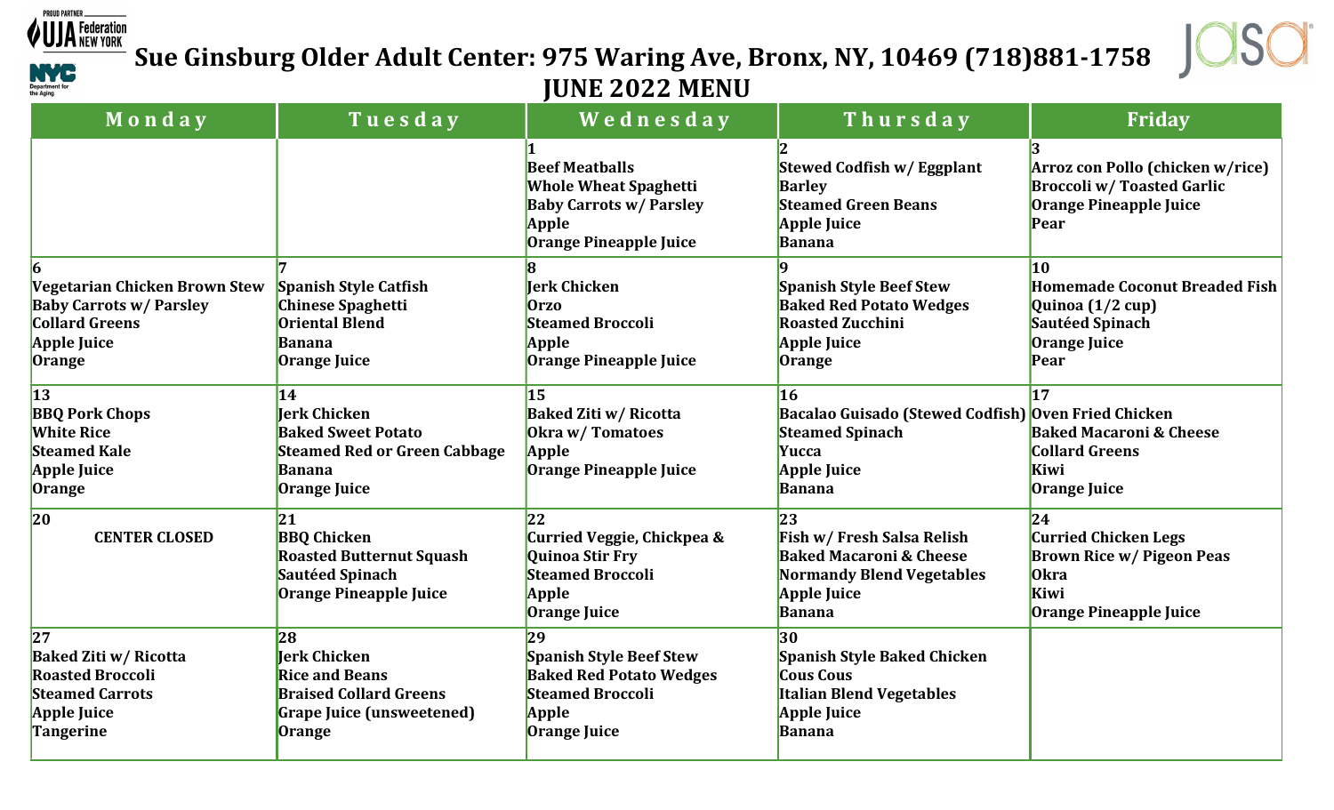# Sue Ginsburg Older Adult Center: 975 Waring Ave, Bronx, NY, 10469 (718)881-1758

## JUNE 2022 MENU

| Monday | Tuesday | Wednesday | Thursday | Friday |
|---|---|---|---|---|
| | | **1**<br>Beef Meatballs<br>Whole Wheat Spaghetti<br>Baby Carrots w/ Parsley<br>Apple<br>Orange Pineapple Juice | **2**<br>Stewed Codfish w/ Eggplant<br>Barley<br>Steamed Green Beans<br>Apple Juice<br>Banana | **3**<br>Arroz con Pollo (chicken w/rice)<br>Broccoli w/ Toasted Garlic<br>Orange Pineapple Juice<br>Pear |
| **6**<br>Vegetarian Chicken Brown Stew<br>Baby Carrots w/ Parsley<br>Collard Greens<br>Apple Juice<br>Orange | **7**<br>Spanish Style Catfish<br>Chinese Spaghetti<br>Oriental Blend<br>Banana<br>Orange Juice | **8**<br>Jerk Chicken<br>Orzo<br>Steamed Broccoli<br>Apple<br>Orange Pineapple Juice | **9**<br>Spanish Style Beef Stew<br>Baked Red Potato Wedges<br>Roasted Zucchini<br>Apple Juice<br>Orange | **10**<br>Homemade Coconut Breaded Fish<br>Quinoa (1/2 cup)<br>Sautéed Spinach<br>Orange Juice<br>Pear |
| **13**<br>BBQ Pork Chops<br>White Rice<br>Steamed Kale<br>Apple Juice<br>Orange | **14**<br>Jerk Chicken<br>Baked Sweet Potato<br>Steamed Red or Green Cabbage<br>Banana<br>Orange Juice | **15**<br>Baked Ziti w/ Ricotta<br>Okra w/ Tomatoes<br>Apple<br>Orange Pineapple Juice | **16**<br>Bacalao Guisado (Stewed Codfish)<br>Steamed Spinach<br>Yucca<br>Apple Juice<br>Banana | **17**<br>Oven Fried Chicken<br>Baked Macaroni & Cheese<br>Collard Greens<br>Kiwi<br>Orange Juice |
| **20**<br>CENTER CLOSED | **21**<br>BBQ Chicken<br>Roasted Butternut Squash<br>Sautéed Spinach<br>Orange Pineapple Juice | **22**<br>Curried Veggie, Chickpea & Quinoa Stir Fry<br>Steamed Broccoli<br>Apple<br>Orange Juice | **23**<br>Fish w/ Fresh Salsa Relish<br>Baked Macaroni & Cheese<br>Normandy Blend Vegetables<br>Apple Juice<br>Banana | **24**<br>Curried Chicken Legs<br>Brown Rice w/ Pigeon Peas<br>Okra<br>Kiwi<br>Orange Pineapple Juice |
| **27**<br>Baked Ziti w/ Ricotta<br>Roasted Broccoli<br>Steamed Carrots<br>Apple Juice<br>Tangerine | **28**<br>Jerk Chicken<br>Rice and Beans<br>Braised Collard Greens<br>Grape Juice (unsweetened)<br>Orange | **29**<br>Spanish Style Beef Stew<br>Baked Red Potato Wedges<br>Steamed Broccoli<br>Apple<br>Orange Juice | **30**<br>Spanish Style Baked Chicken<br>Cous Cous<br>Italian Blend Vegetables<br>Apple Juice<br>Banana | |